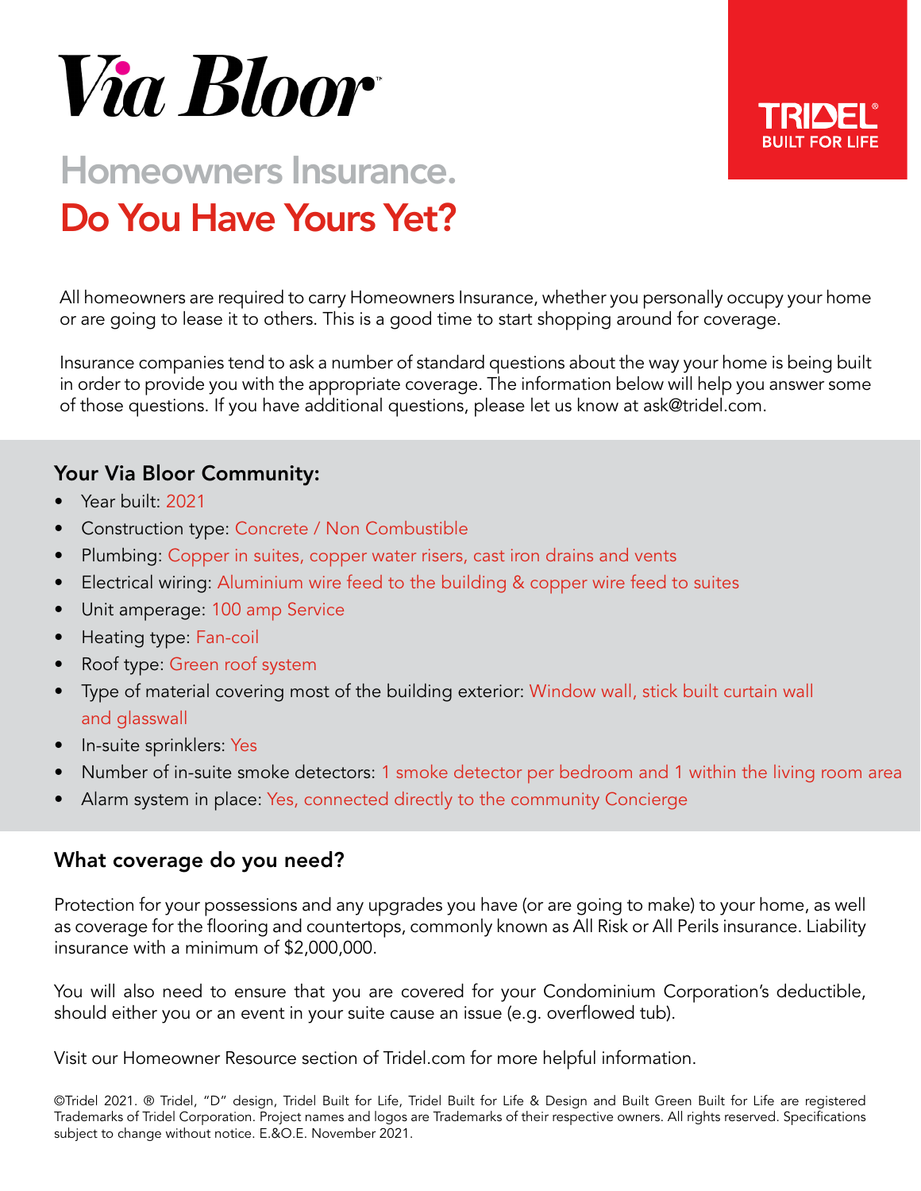# Via Bloor™

TRIDEL® BUILT FOR LIFE

## Homeowners Insurance.

## Do You Have Yours Yet?

All homeowners are required to carry Homeowners Insurance, whether you personally occupy your home or are going to lease it to others. This is a good time to start shopping around for coverage.

Insurance companies tend to ask a number of standard questions about the way your home is being built in order to provide you with the appropriate coverage. The information below will help you answer some of those questions. If you have additional questions, please let us know at ask@tridel.com.

### Your Via Bloor Community:

- Year built: 2021
- Construction type: Concrete / Non Combustible
- Plumbing: Copper in suites, copper water risers, cast iron drains and vents
- Electrical wiring: Aluminium wire feed to the building & copper wire feed to suites
- Unit amperage: 100 amp Service
- Heating type: Fan-coil
- Roof type: Green roof system
- Type of material covering most of the building exterior: Window wall, stick built curtain wall and glasswall
- In-suite sprinklers: Yes
- Number of in-suite smoke detectors: 1 smoke detector per bedroom and 1 within the living room area
- Alarm system in place: Yes, connected directly to the community Concierge

### What coverage do you need?

Protection for your possessions and any upgrades you have (or are going to make) to your home, as well as coverage for the flooring and countertops, commonly known as All Risk or All Perils insurance. Liability insurance with a minimum of $2,000,000.

You will also need to ensure that you are covered for your Condominium Corporation's deductible, should either you or an event in your suite cause an issue (e.g. overflowed tub).

Visit our Homeowner Resource section of Tridel.com for more helpful information.

©Tridel 2021. ® Tridel, "D" design, Tridel Built for Life, Tridel Built for Life & Design and Built Green Built for Life are registered Trademarks of Tridel Corporation. Project names and logos are Trademarks of their respective owners. All rights reserved. Specifications subject to change without notice. E.&O.E. November 2021.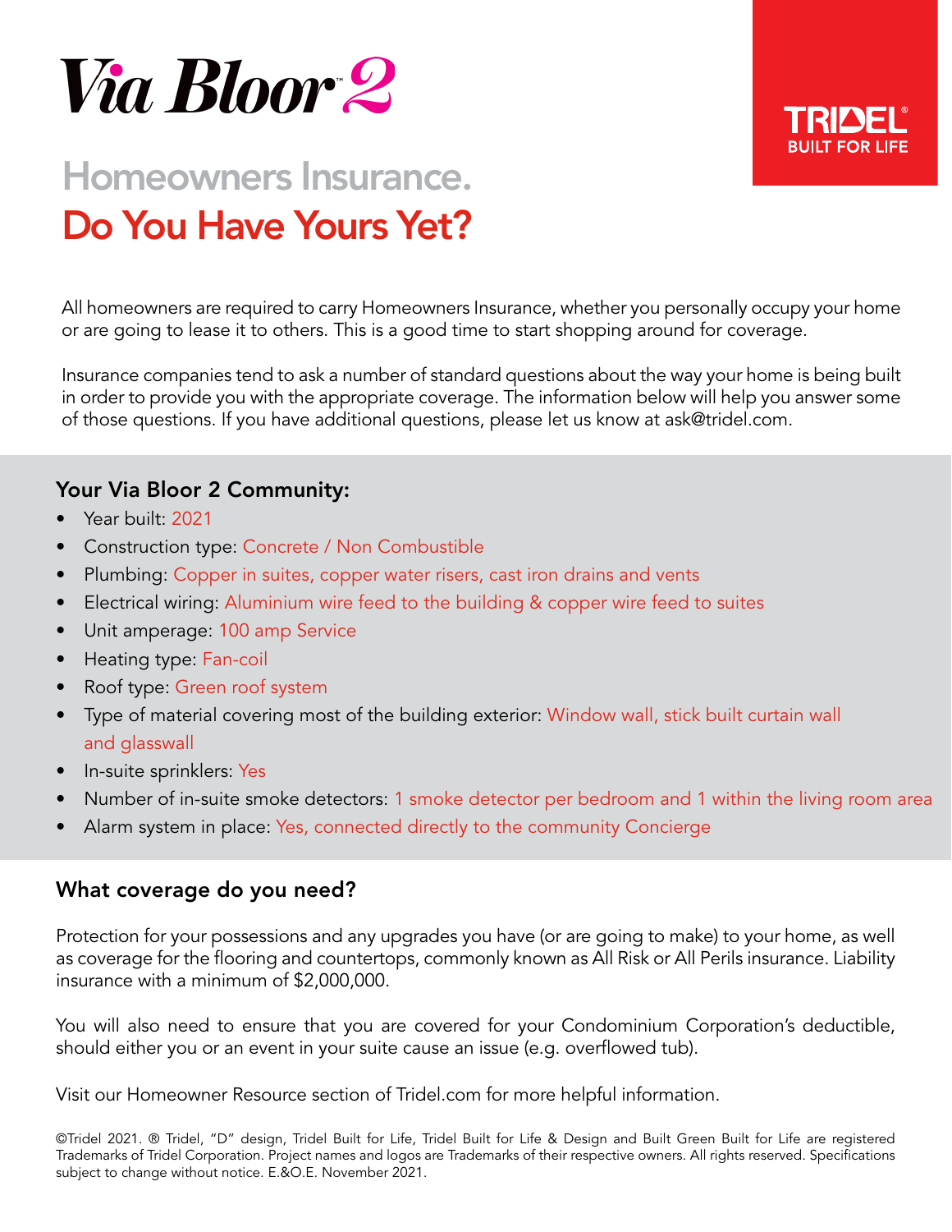# Via Bloor™ 2

TRIDEL® BUILT FOR LIFE

## Homeowners Insurance.
## Do You Have Yours Yet?

All homeowners are required to carry Homeowners Insurance, whether you personally occupy your home or are going to lease it to others. This is a good time to start shopping around for coverage.

Insurance companies tend to ask a number of standard questions about the way your home is being built in order to provide you with the appropriate coverage. The information below will help you answer some of those questions. If you have additional questions, please let us know at ask@tridel.com.

### Your Via Bloor 2 Community:

- Year built: 2021
- Construction type: Concrete / Non Combustible
- Plumbing: Copper in suites, copper water risers, cast iron drains and vents
- Electrical wiring: Aluminium wire feed to the building & copper wire feed to suites
- Unit amperage: 100 amp Service
- Heating type: Fan-coil
- Roof type: Green roof system
- Type of material covering most of the building exterior: Window wall, stick built curtain wall and glasswall
- In-suite sprinklers: Yes
- Number of in-suite smoke detectors: 1 smoke detector per bedroom and 1 within the living room area
- Alarm system in place: Yes, connected directly to the community Concierge

### What coverage do you need?

Protection for your possessions and any upgrades you have (or are going to make) to your home, as well as coverage for the flooring and countertops, commonly known as All Risk or All Perils insurance. Liability insurance with a minimum of $2,000,000.

You will also need to ensure that you are covered for your Condominium Corporation's deductible, should either you or an event in your suite cause an issue (e.g. overflowed tub).

Visit our Homeowner Resource section of Tridel.com for more helpful information.

©Tridel 2021. ® Tridel, "D" design, Tridel Built for Life, Tridel Built for Life & Design and Built Green Built for Life are registered Trademarks of Tridel Corporation. Project names and logos are Trademarks of their respective owners. All rights reserved. Specifications subject to change without notice. E.&O.E. November 2021.